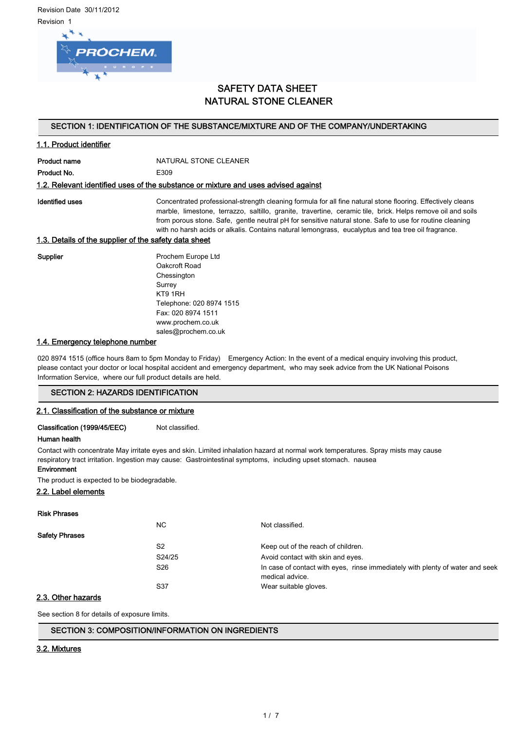Revision Date 30/11/2012

Revision 1

# SAFETY DATA SHEET
# NATURAL STONE CLEANER

## SECTION 1: IDENTIFICATION OF THE SUBSTANCE/MIXTURE AND OF THE COMPANY/UNDERTAKING

### 1.1. Product identifier

**Product name** NATURAL STONE CLEANER

**Product No.** E309

### 1.2. Relevant identified uses of the substance or mixture and uses advised against

**Identified uses** Concentrated professional-strength cleaning formula for all fine natural stone flooring. Effectively cleans marble, limestone, terrazzo, saltillo, granite, travertine, ceramic tile, brick. Helps remove oil and soils from porous stone. Safe, gentle neutral pH for sensitive natural stone. Safe to use for routine cleaning with no harsh acids or alkalis. Contains natural lemongrass, eucalyptus and tea tree oil fragrance.

### 1.3. Details of the supplier of the safety data sheet

**Supplier**

Prochem Europe Ltd
Oakcroft Road
Chessington
Surrey
KT9 1RH
Telephone: 020 8974 1515
Fax: 020 8974 1511
www.prochem.co.uk
sales@prochem.co.uk

### 1.4. Emergency telephone number

020 8974 1515 (office hours 8am to 5pm Monday to Friday) Emergency Action: In the event of a medical enquiry involving this product, please contact your doctor or local hospital accident and emergency department, who may seek advice from the UK National Poisons Information Service, where our full product details are held.

## SECTION 2: HAZARDS IDENTIFICATION

### 2.1. Classification of the substance or mixture

**Classification (1999/45/EEC)** Not classified.

**Human health**

Contact with concentrate May irritate eyes and skin. Limited inhalation hazard at normal work temperatures. Spray mists may cause respiratory tract irritation. Ingestion may cause: Gastrointestinal symptoms, including upset stomach. nausea

**Environment**

The product is expected to be biodegradable.

### 2.2. Label elements

**Risk Phrases**

| | | |
|---|---|---|
| | NC | Not classified. |

**Safety Phrases**

| | | |
|---|---|---|
| | S2 | Keep out of the reach of children. |
| | S24/25 | Avoid contact with skin and eyes. |
| | S26 | In case of contact with eyes, rinse immediately with plenty of water and seek medical advice. |
| | S37 | Wear suitable gloves. |

### 2.3. Other hazards

See section 8 for details of exposure limits.

## SECTION 3: COMPOSITION/INFORMATION ON INGREDIENTS

### 3.2. Mixtures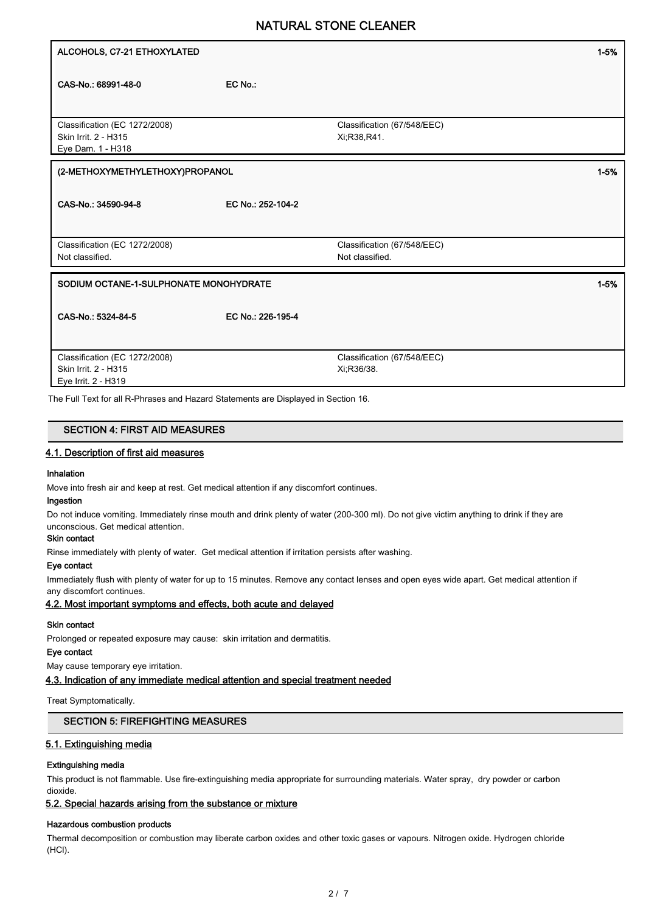| ALCOHOLS, C7-21 ETHOXYLATED | | | 1-5% |
|---|---|---|---|
| CAS-No.: 68991-48-0 | EC No.: | | |
| Classification (EC 1272/2008)<br>Skin Irrit. 2 - H315<br>Eye Dam. 1 - H318 | | Classification (67/548/EEC)<br>Xi;R38,R41. | |

| (2-METHOXYMETHYLETHOXY)PROPANOL | | | 1-5% |
|---|---|---|---|
| CAS-No.: 34590-94-8 | EC No.: 252-104-2 | | |
| Classification (EC 1272/2008)<br>Not classified. | | Classification (67/548/EEC)<br>Not classified. | |

| SODIUM OCTANE-1-SULPHONATE MONOHYDRATE | | | 1-5% |
|---|---|---|---|
| CAS-No.: 5324-84-5 | EC No.: 226-195-4 | | |
| Classification (EC 1272/2008)<br>Skin Irrit. 2 - H315<br>Eye Irrit. 2 - H319 | | Classification (67/548/EEC)<br>Xi;R36/38. | |

The Full Text for all R-Phrases and Hazard Statements are Displayed in Section 16.

## SECTION 4: FIRST AID MEASURES

### 4.1. Description of first aid measures

**Inhalation**

Move into fresh air and keep at rest. Get medical attention if any discomfort continues.

**Ingestion**

Do not induce vomiting. Immediately rinse mouth and drink plenty of water (200-300 ml). Do not give victim anything to drink if they are unconscious. Get medical attention.

**Skin contact**

Rinse immediately with plenty of water. Get medical attention if irritation persists after washing.

**Eye contact**

Immediately flush with plenty of water for up to 15 minutes. Remove any contact lenses and open eyes wide apart. Get medical attention if any discomfort continues.

### 4.2. Most important symptoms and effects, both acute and delayed

**Skin contact**

Prolonged or repeated exposure may cause: skin irritation and dermatitis.

**Eye contact**

May cause temporary eye irritation.

### 4.3. Indication of any immediate medical attention and special treatment needed

Treat Symptomatically.

## SECTION 5: FIREFIGHTING MEASURES

### 5.1. Extinguishing media

**Extinguishing media**

This product is not flammable. Use fire-extinguishing media appropriate for surrounding materials. Water spray, dry powder or carbon dioxide.

### 5.2. Special hazards arising from the substance or mixture

**Hazardous combustion products**

Thermal decomposition or combustion may liberate carbon oxides and other toxic gases or vapours. Nitrogen oxide. Hydrogen chloride (HCl).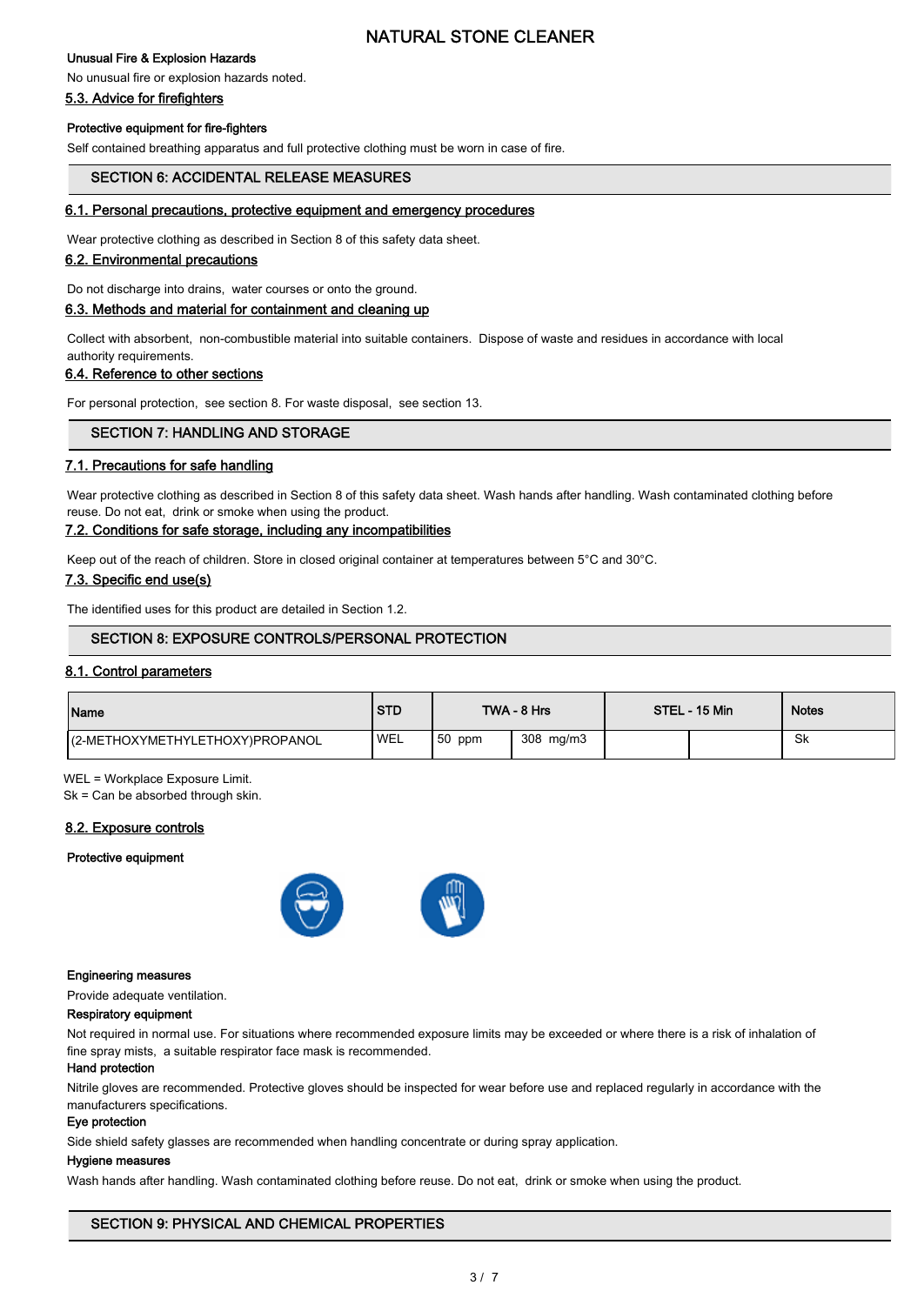**Unusual Fire & Explosion Hazards**

No unusual fire or explosion hazards noted.

### 5.3. Advice for firefighters

**Protective equipment for fire-fighters**

Self contained breathing apparatus and full protective clothing must be worn in case of fire.

## SECTION 6: ACCIDENTAL RELEASE MEASURES

### 6.1. Personal precautions, protective equipment and emergency procedures

Wear protective clothing as described in Section 8 of this safety data sheet.

### 6.2. Environmental precautions

Do not discharge into drains, water courses or onto the ground.

### 6.3. Methods and material for containment and cleaning up

Collect with absorbent, non-combustible material into suitable containers. Dispose of waste and residues in accordance with local authority requirements.

### 6.4. Reference to other sections

For personal protection, see section 8. For waste disposal, see section 13.

## SECTION 7: HANDLING AND STORAGE

### 7.1. Precautions for safe handling

Wear protective clothing as described in Section 8 of this safety data sheet. Wash hands after handling. Wash contaminated clothing before reuse. Do not eat, drink or smoke when using the product.

### 7.2. Conditions for safe storage, including any incompatibilities

Keep out of the reach of children. Store in closed original container at temperatures between 5°C and 30°C.

### 7.3. Specific end use(s)

The identified uses for this product are detailed in Section 1.2.

## SECTION 8: EXPOSURE CONTROLS/PERSONAL PROTECTION

### 8.1. Control parameters

| Name | STD | TWA - 8 Hrs | | STEL - 15 Min | | Notes |
|---|---|---|---|---|---|---|
| (2-METHOXYMETHYLETHOXY)PROPANOL | WEL | 50 ppm | 308 mg/m3 | | | Sk |

WEL = Workplace Exposure Limit.
Sk = Can be absorbed through skin.

### 8.2. Exposure controls

**Protective equipment**

**Engineering measures**

Provide adequate ventilation.

**Respiratory equipment**

Not required in normal use. For situations where recommended exposure limits may be exceeded or where there is a risk of inhalation of fine spray mists, a suitable respirator face mask is recommended.

**Hand protection**

Nitrile gloves are recommended. Protective gloves should be inspected for wear before use and replaced regularly in accordance with the manufacturers specifications.

**Eye protection**

Side shield safety glasses are recommended when handling concentrate or during spray application.

**Hygiene measures**

Wash hands after handling. Wash contaminated clothing before reuse. Do not eat, drink or smoke when using the product.

## SECTION 9: PHYSICAL AND CHEMICAL PROPERTIES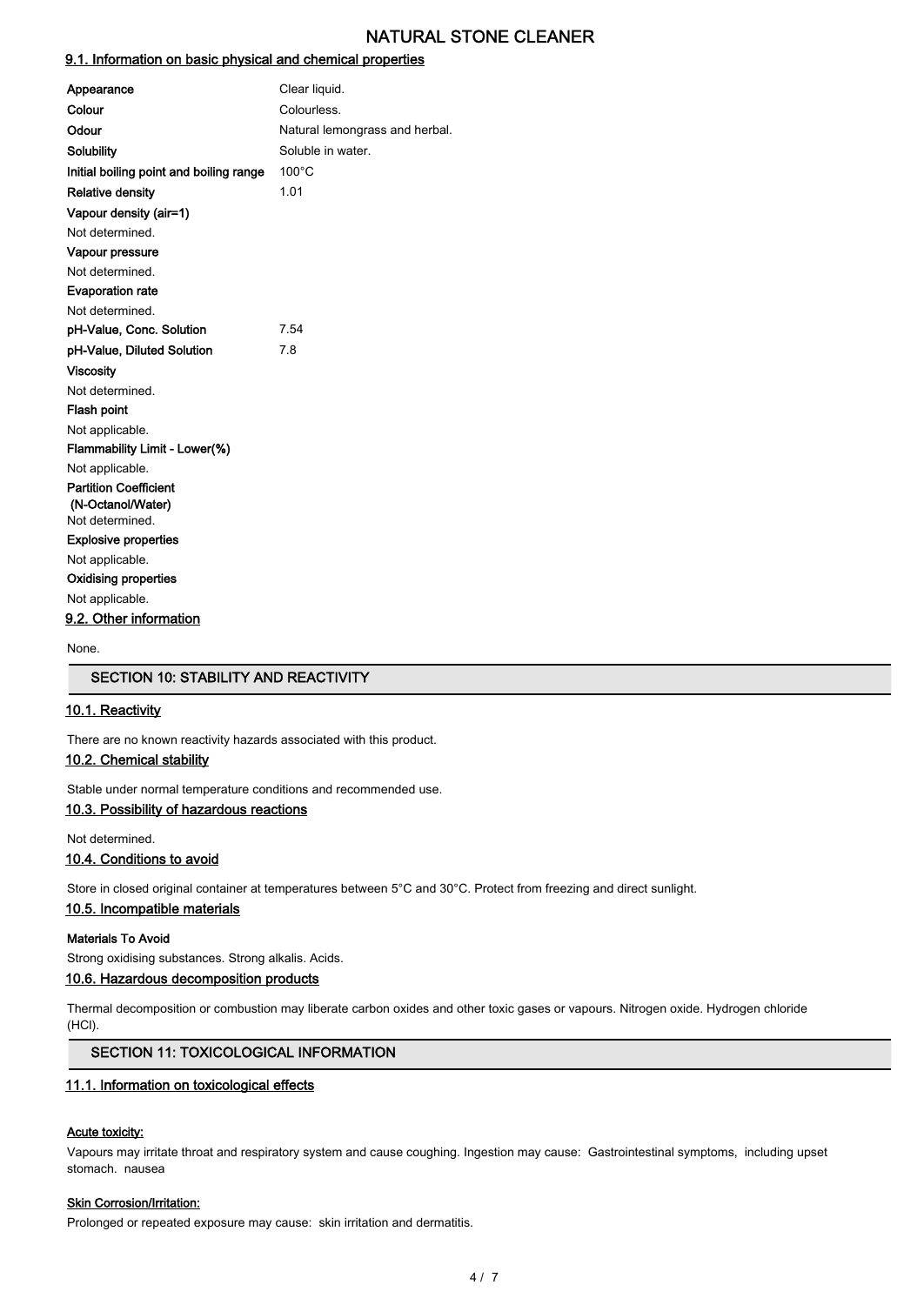## 9.1. Information on basic physical and chemical properties

| Property | Value |
|---|---|
| **Appearance** | Clear liquid. |
| **Colour** | Colourless. |
| **Odour** | Natural lemongrass and herbal. |
| **Solubility** | Soluble in water. |
| **Initial boiling point and boiling range** | 100°C |
| **Relative density** | 1.01 |

**Vapour density (air=1)**

Not determined.

**Vapour pressure**

Not determined.

**Evaporation rate**

Not determined.

| Property | Value |
|---|---|
| **pH-Value, Conc. Solution** | 7.54 |
| **pH-Value, Diluted Solution** | 7.8 |

**Viscosity**

Not determined.

**Flash point**

Not applicable.

**Flammability Limit - Lower(%)**

Not applicable.

**Partition Coefficient (N-Octanol/Water)**

Not determined.

**Explosive properties**

Not applicable.

**Oxidising properties**

Not applicable.

## 9.2. Other information

None.

# SECTION 10: STABILITY AND REACTIVITY

## 10.1. Reactivity

There are no known reactivity hazards associated with this product.

## 10.2. Chemical stability

Stable under normal temperature conditions and recommended use.

## 10.3. Possibility of hazardous reactions

Not determined.

## 10.4. Conditions to avoid

Store in closed original container at temperatures between 5°C and 30°C. Protect from freezing and direct sunlight.

## 10.5. Incompatible materials

**Materials To Avoid**

Strong oxidising substances. Strong alkalis. Acids.

## 10.6. Hazardous decomposition products

Thermal decomposition or combustion may liberate carbon oxides and other toxic gases or vapours. Nitrogen oxide. Hydrogen chloride (HCl).

# SECTION 11: TOXICOLOGICAL INFORMATION

## 11.1. Information on toxicological effects

**Acute toxicity:**

Vapours may irritate throat and respiratory system and cause coughing. Ingestion may cause: Gastrointestinal symptoms, including upset stomach. nausea

**Skin Corrosion/Irritation:**

Prolonged or repeated exposure may cause: skin irritation and dermatitis.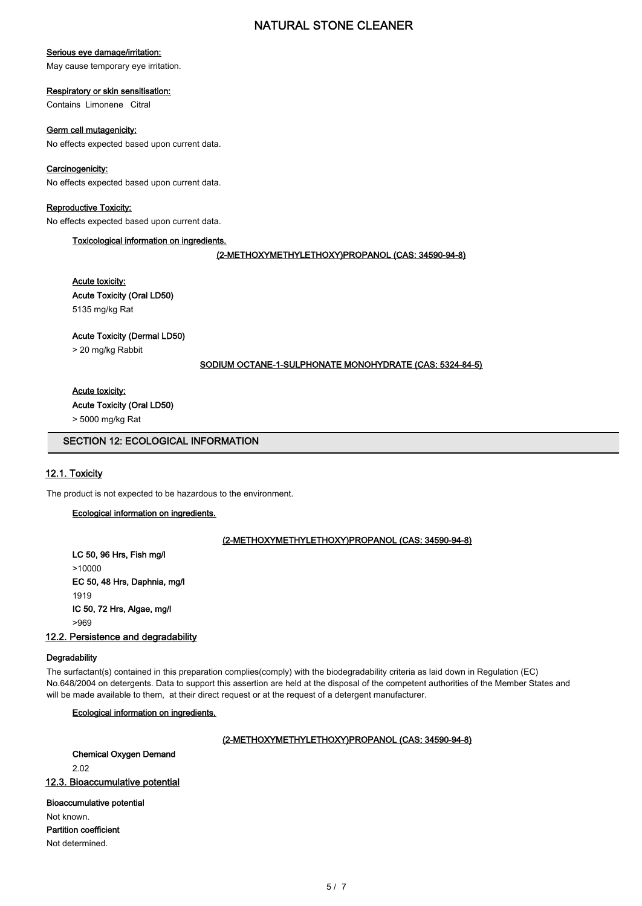**Serious eye damage/irritation:**

May cause temporary eye irritation.

**Respiratory or skin sensitisation:**

Contains Limonene Citral

**Germ cell mutagenicity:**

No effects expected based upon current data.

**Carcinogenicity:**

No effects expected based upon current data.

**Reproductive Toxicity:**

No effects expected based upon current data.

**Toxicological information on ingredients.**

**(2-METHOXYMETHYLETHOXY)PROPANOL (CAS: 34590-94-8)**

**Acute toxicity:**

**Acute Toxicity (Oral LD50)**

5135 mg/kg Rat

**Acute Toxicity (Dermal LD50)**

> 20 mg/kg Rabbit

**SODIUM OCTANE-1-SULPHONATE MONOHYDRATE (CAS: 5324-84-5)**

**Acute toxicity:**

**Acute Toxicity (Oral LD50)**

> 5000 mg/kg Rat

## SECTION 12: ECOLOGICAL INFORMATION

### 12.1. Toxicity

The product is not expected to be hazardous to the environment.

**Ecological information on ingredients.**

**(2-METHOXYMETHYLETHOXY)PROPANOL (CAS: 34590-94-8)**

**LC 50, 96 Hrs, Fish mg/l**

>10000

**EC 50, 48 Hrs, Daphnia, mg/l**

1919

**IC 50, 72 Hrs, Algae, mg/l**

>969

### 12.2. Persistence and degradability

**Degradability**

The surfactant(s) contained in this preparation complies(comply) with the biodegradability criteria as laid down in Regulation (EC) No.648/2004 on detergents. Data to support this assertion are held at the disposal of the competent authorities of the Member States and will be made available to them, at their direct request or at the request of a detergent manufacturer.

**Ecological information on ingredients.**

**(2-METHOXYMETHYLETHOXY)PROPANOL (CAS: 34590-94-8)**

**Chemical Oxygen Demand**

2.02

### 12.3. Bioaccumulative potential

**Bioaccumulative potential**

Not known.

**Partition coefficient**

Not determined.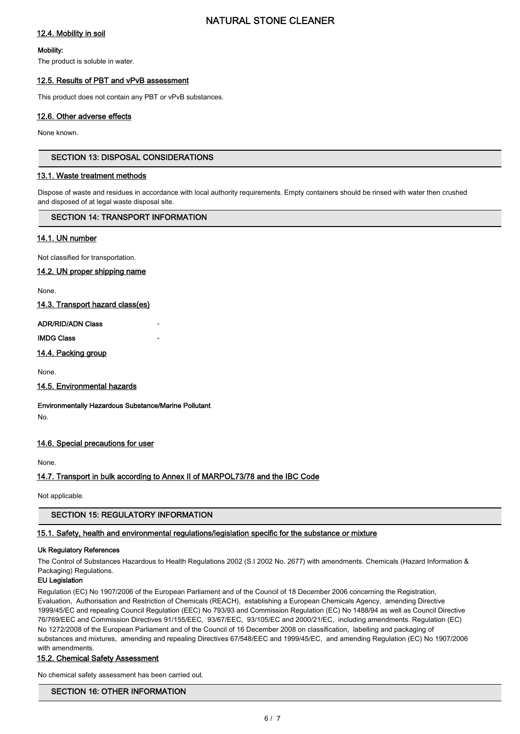### 12.4. Mobility in soil

**Mobility:**

The product is soluble in water.

### 12.5. Results of PBT and vPvB assessment

This product does not contain any PBT or vPvB substances.

### 12.6. Other adverse effects

None known.

## SECTION 13: DISPOSAL CONSIDERATIONS

### 13.1. Waste treatment methods

Dispose of waste and residues in accordance with local authority requirements. Empty containers should be rinsed with water then crushed and disposed of at legal waste disposal site.

## SECTION 14: TRANSPORT INFORMATION

### 14.1. UN number

Not classified for transportation.

### 14.2. UN proper shipping name

None.

### 14.3. Transport hazard class(es)

**ADR/RID/ADN Class** -

**IMDG Class** -

### 14.4. Packing group

None.

### 14.5. Environmental hazards

**Environmentally Hazardous Substance/Marine Pollutant**

No.

### 14.6. Special precautions for user

None.

### 14.7. Transport in bulk according to Annex II of MARPOL73/78 and the IBC Code

Not applicable.

## SECTION 15: REGULATORY INFORMATION

### 15.1. Safety, health and environmental regulations/legislation specific for the substance or mixture

**Uk Regulatory References**

The Control of Substances Hazardous to Health Regulations 2002 (S.I 2002 No. 2677) with amendments. Chemicals (Hazard Information & Packaging) Regulations.

**EU Legislation**

Regulation (EC) No 1907/2006 of the European Parliament and of the Council of 18 December 2006 concerning the Registration, Evaluation, Authorisation and Restriction of Chemicals (REACH), establishing a European Chemicals Agency, amending Directive 1999/45/EC and repealing Council Regulation (EEC) No 793/93 and Commission Regulation (EC) No 1488/94 as well as Council Directive 76/769/EEC and Commission Directives 91/155/EEC, 93/67/EEC, 93/105/EC and 2000/21/EC, including amendments. Regulation (EC) No 1272/2008 of the European Parliament and of the Council of 16 December 2008 on classification, labelling and packaging of substances and mixtures, amending and repealing Directives 67/548/EEC and 1999/45/EC, and amending Regulation (EC) No 1907/2006 with amendments.

### 15.2. Chemical Safety Assessment

No chemical safety assessment has been carried out.

## SECTION 16: OTHER INFORMATION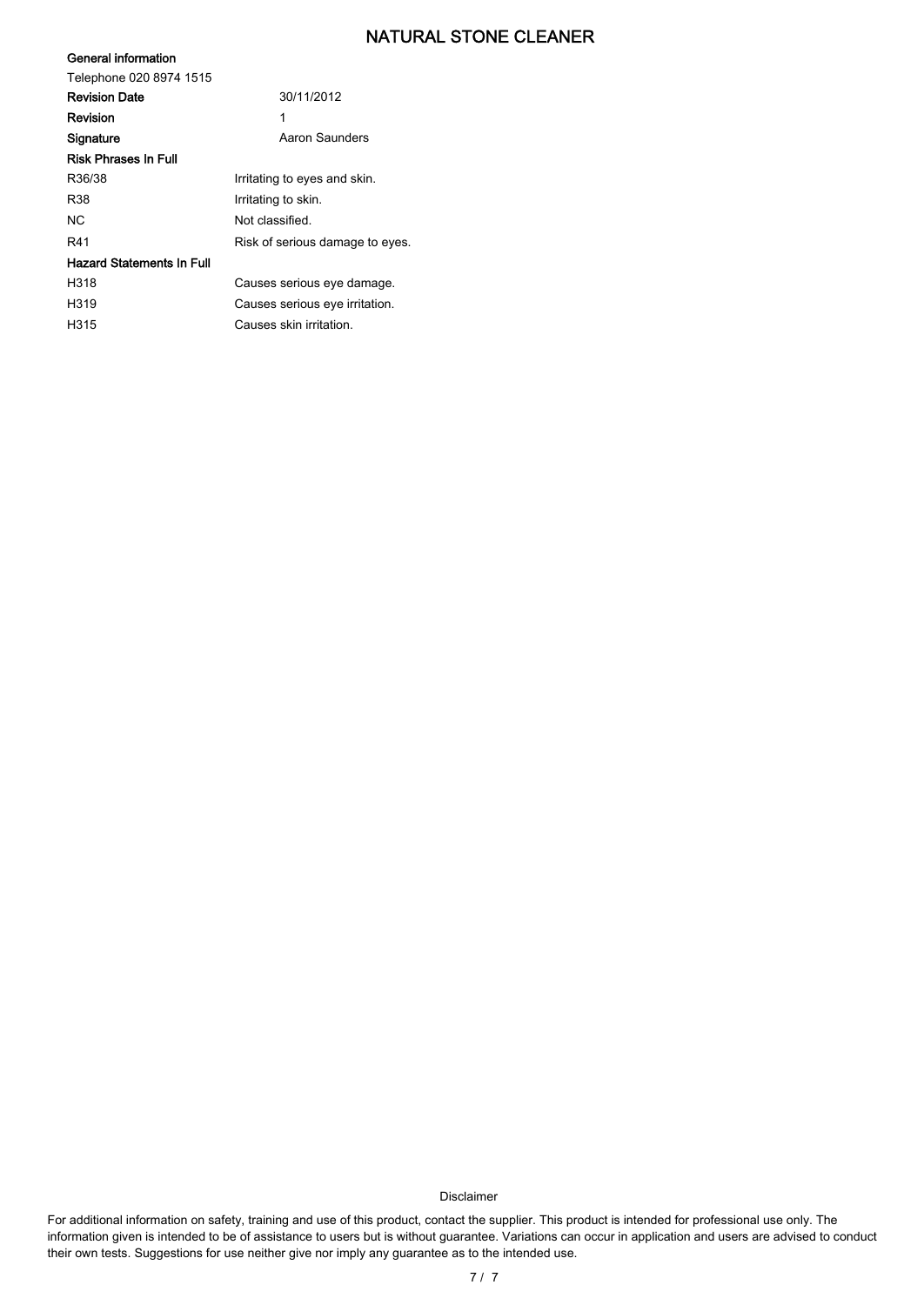# NATURAL STONE CLEANER

**General information**

Telephone 020 8974 1515

| | |
|---|---|
| **Revision Date** | 30/11/2012 |
| **Revision** | 1 |
| **Signature** | Aaron Saunders |

**Risk Phrases In Full**

| | |
|---|---|
| R36/38 | Irritating to eyes and skin. |
| R38 | Irritating to skin. |
| NC | Not classified. |
| R41 | Risk of serious damage to eyes. |

**Hazard Statements In Full**

| | |
|---|---|
| H318 | Causes serious eye damage. |
| H319 | Causes serious eye irritation. |
| H315 | Causes skin irritation. |

Disclaimer

For additional information on safety, training and use of this product, contact the supplier. This product is intended for professional use only. The information given is intended to be of assistance to users but is without guarantee. Variations can occur in application and users are advised to conduct their own tests. Suggestions for use neither give nor imply any guarantee as to the intended use.